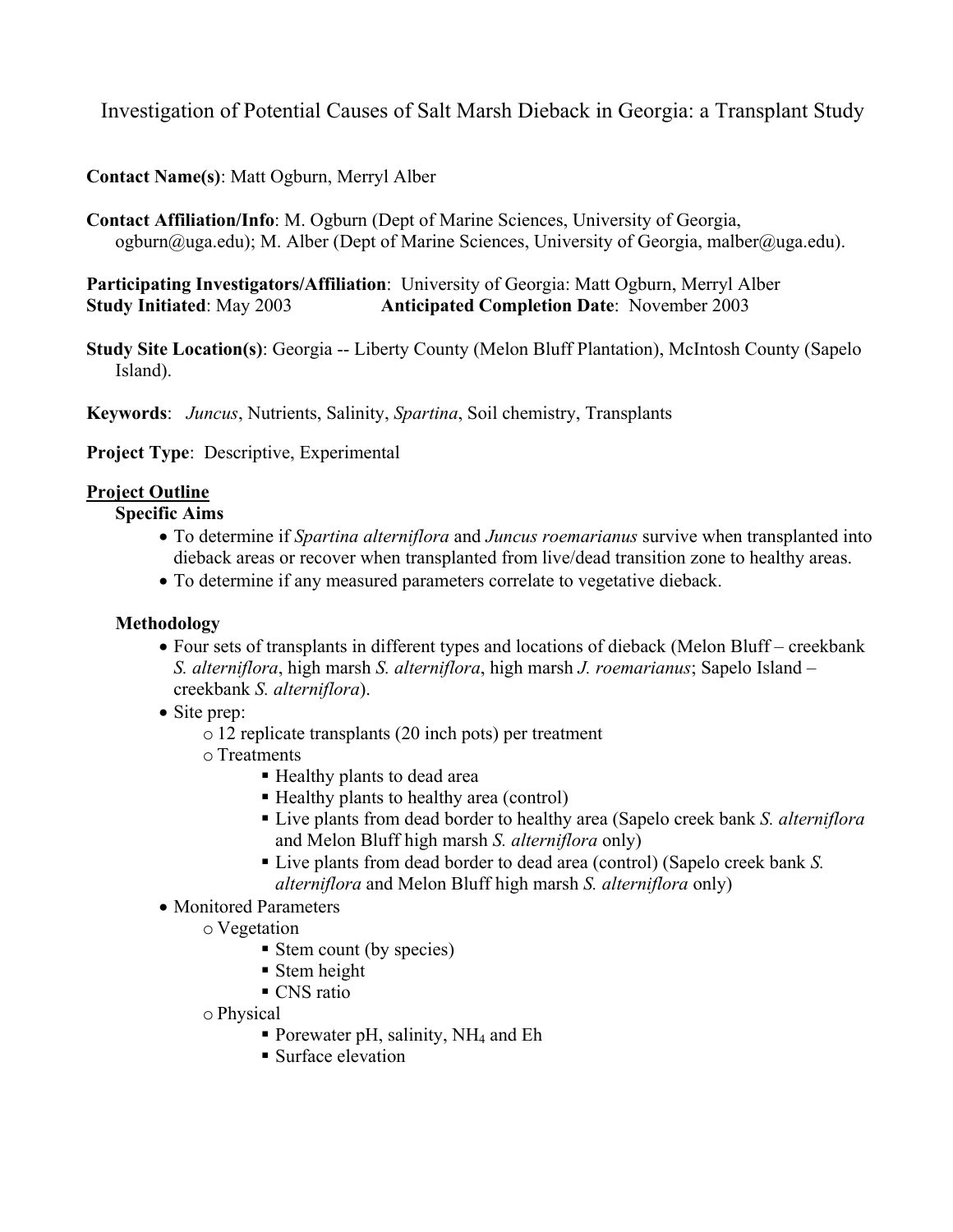# Investigation of Potential Causes of Salt Marsh Dieback in Georgia: a Transplant Study

**Contact Name(s)**: Matt Ogburn, Merryl Alber

**Contact Affiliation/Info**: M. Ogburn (Dept of Marine Sciences, University of Georgia, ogburn@uga.edu); M. Alber (Dept of Marine Sciences, University of Georgia, malber@uga.edu).

**Participating Investigators/Affiliation**: University of Georgia: Matt Ogburn, Merryl Alber
**Study Initiated**: May 2003 **Anticipated Completion Date**: November 2003

**Study Site Location(s)**: Georgia -- Liberty County (Melon Bluff Plantation), McIntosh County (Sapelo Island).

**Keywords**: *Juncus*, Nutrients, Salinity, *Spartina*, Soil chemistry, Transplants

**Project Type**: Descriptive, Experimental

## Project Outline

### Specific Aims

- To determine if *Spartina alterniflora* and *Juncus roemarianus* survive when transplanted into dieback areas or recover when transplanted from live/dead transition zone to healthy areas.
- To determine if any measured parameters correlate to vegetative dieback.

### Methodology

- Four sets of transplants in different types and locations of dieback (Melon Bluff – creekbank *S. alterniflora*, high marsh *S. alterniflora*, high marsh *J. roemarianus*; Sapelo Island – creekbank *S. alterniflora*).
- Site prep:
  - 12 replicate transplants (20 inch pots) per treatment
  - Treatments
    - Healthy plants to dead area
    - Healthy plants to healthy area (control)
    - Live plants from dead border to healthy area (Sapelo creek bank *S. alterniflora* and Melon Bluff high marsh *S. alterniflora* only)
    - Live plants from dead border to dead area (control) (Sapelo creek bank *S. alterniflora* and Melon Bluff high marsh *S. alterniflora* only)
- Monitored Parameters
  - Vegetation
    - Stem count (by species)
    - Stem height
    - CNS ratio
  - Physical
    - Porewater pH, salinity, $NH_4$ and Eh
    - Surface elevation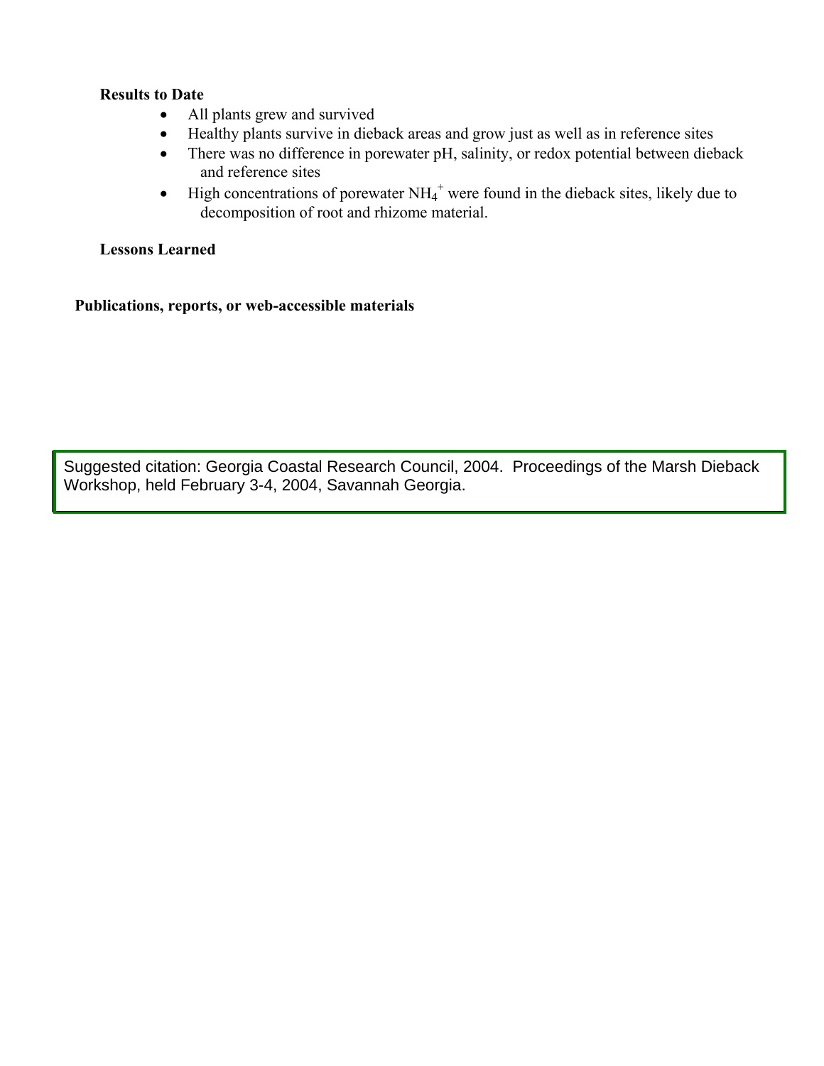**Results to Date**

- All plants grew and survived
- Healthy plants survive in dieback areas and grow just as well as in reference sites
- There was no difference in porewater pH, salinity, or redox potential between dieback and reference sites
- High concentrations of porewater $NH_4^+$ were found in the dieback sites, likely due to decomposition of root and rhizome material.

**Lessons Learned**

**Publications, reports, or web-accessible materials**

Suggested citation: Georgia Coastal Research Council, 2004. Proceedings of the Marsh Dieback Workshop, held February 3-4, 2004, Savannah Georgia.